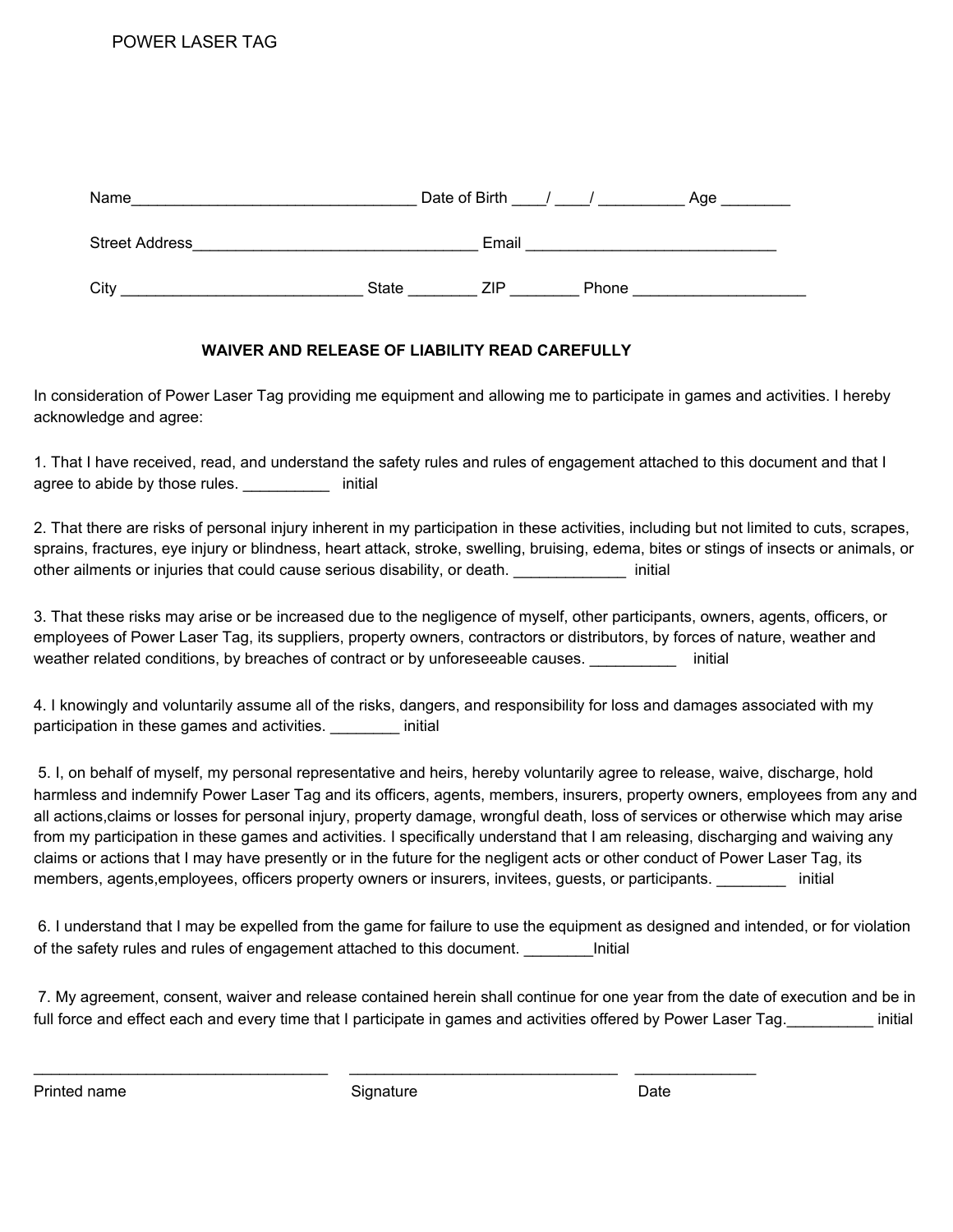POWER LASER TAG

Name_________________________________ Date of Birth ____/ ____/ __________ Age ________

Street Address_________________________________ Email _____________________________

City ____________________________ State ________ ZIP ________ Phone ____________________

**WAIVER AND RELEASE OF LIABILITY READ CAREFULLY**

In consideration of Power Laser Tag providing me equipment and allowing me to participate in games and activities. I hereby acknowledge and agree:

1. That I have received, read, and understand the safety rules and rules of engagement attached to this document and that I agree to abide by those rules. __________ initial

2. That there are risks of personal injury inherent in my participation in these activities, including but not limited to cuts, scrapes, sprains, fractures, eye injury or blindness, heart attack, stroke, swelling, bruising, edema, bites or stings of insects or animals, or other ailments or injuries that could cause serious disability, or death. _____________ initial

3. That these risks may arise or be increased due to the negligence of myself, other participants, owners, agents, officers, or employees of Power Laser Tag, its suppliers, property owners, contractors or distributors, by forces of nature, weather and weather related conditions, by breaches of contract or by unforeseeable causes. __________ initial

4. I knowingly and voluntarily assume all of the risks, dangers, and responsibility for loss and damages associated with my participation in these games and activities. ________ initial

5. I, on behalf of myself, my personal representative and heirs, hereby voluntarily agree to release, waive, discharge, hold harmless and indemnify Power Laser Tag and its officers, agents, members, insurers, property owners, employees from any and all actions,claims or losses for personal injury, property damage, wrongful death, loss of services or otherwise which may arise from my participation in these games and activities. I specifically understand that I am releasing, discharging and waiving any claims or actions that I may have presently or in the future for the negligent acts or other conduct of Power Laser Tag, its members, agents,employees, officers property owners or insurers, invitees, guests, or participants. ________ initial

6. I understand that I may be expelled from the game for failure to use the equipment as designed and intended, or for violation of the safety rules and rules of engagement attached to this document. ________Initial

7. My agreement, consent, waiver and release contained herein shall continue for one year from the date of execution and be in full force and effect each and every time that I participate in games and activities offered by Power Laser Tag.__________ initial

___________________________________ ________________________________ ______________

Printed name Signature Date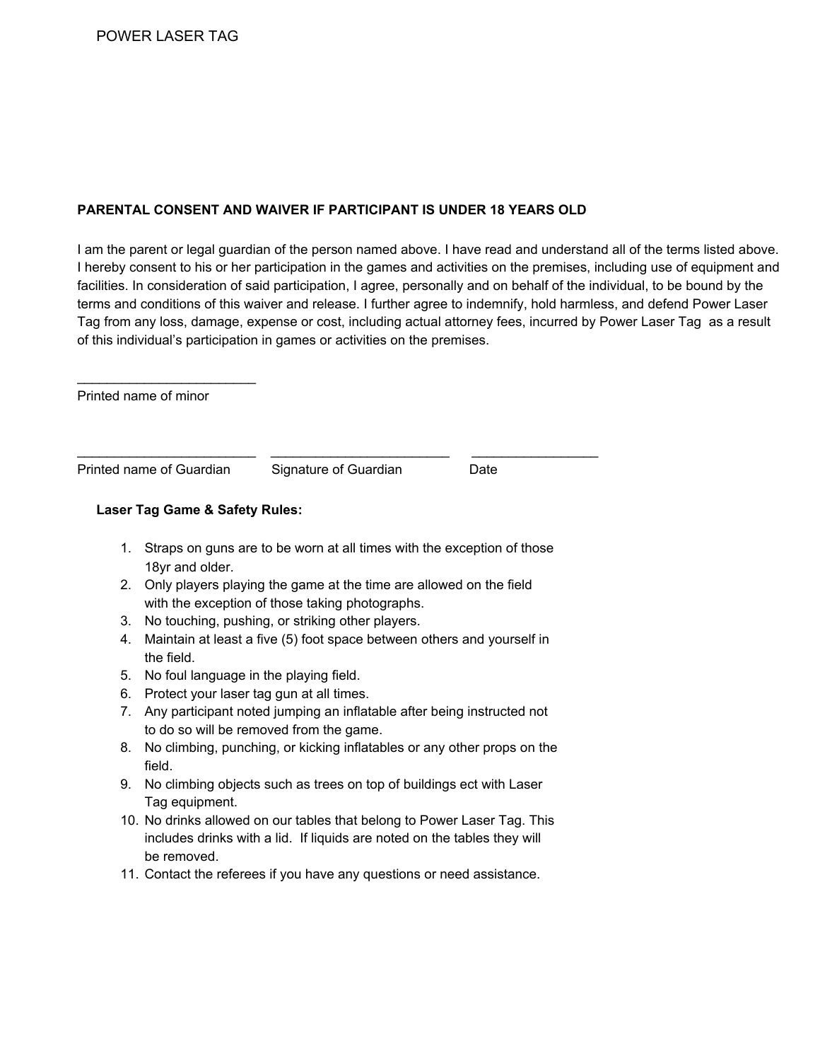**PARENTAL CONSENT AND WAIVER IF PARTICIPANT IS UNDER 18 YEARS OLD**

I am the parent or legal guardian of the person named above. I have read and understand all of the terms listed above. I hereby consent to his or her participation in the games and activities on the premises, including use of equipment and facilities. In consideration of said participation, I agree, personally and on behalf of the individual, to be bound by the terms and conditions of this waiver and release. I further agree to indemnify, hold harmless, and defend Power Laser Tag from any loss, damage, expense or cost, including actual attorney fees, incurred by Power Laser Tag as a result of this individual's participation in games or activities on the premises.

________________________

Printed name of minor

________________________ ________________________ _________________

Printed name of Guardian Signature of Guardian Date

**Laser Tag Game & Safety Rules:**

1. Straps on guns are to be worn at all times with the exception of those 18yr and older.
2. Only players playing the game at the time are allowed on the field with the exception of those taking photographs.
3. No touching, pushing, or striking other players.
4. Maintain at least a five (5) foot space between others and yourself in the field.
5. No foul language in the playing field.
6. Protect your laser tag gun at all times.
7. Any participant noted jumping an inflatable after being instructed not to do so will be removed from the game.
8. No climbing, punching, or kicking inflatables or any other props on the field.
9. No climbing objects such as trees on top of buildings ect with Laser Tag equipment.
10. No drinks allowed on our tables that belong to Power Laser Tag. This includes drinks with a lid. If liquids are noted on the tables they will be removed.
11. Contact the referees if you have any questions or need assistance.